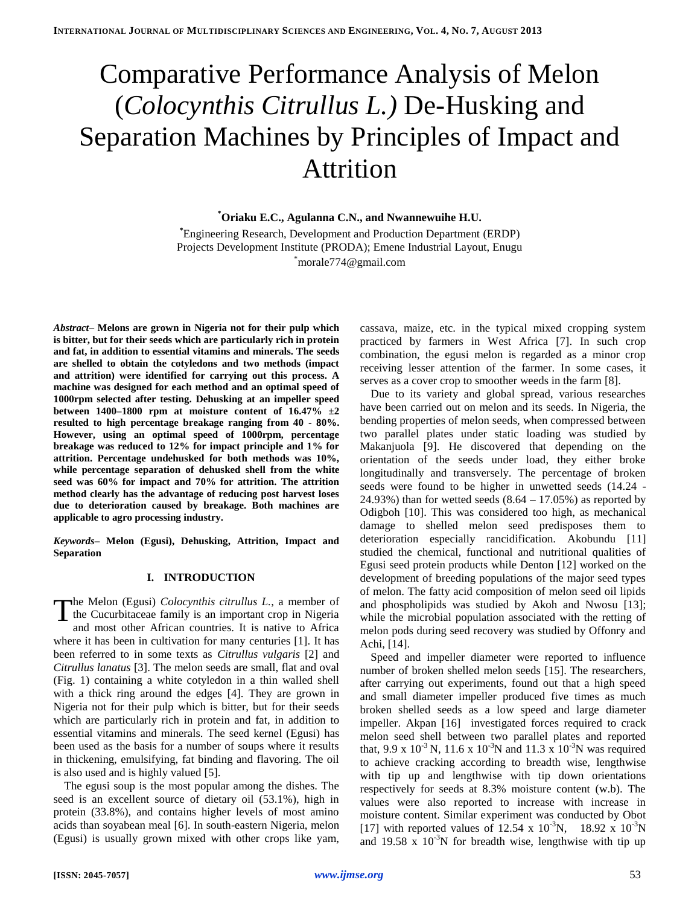# Comparative Performance Analysis of Melon (*Colocynthis Citrullus L.)* De-Husking and Separation Machines by Principles of Impact and Attrition

**[*]Oriaku E.C., Agulanna C.N., and Nwannewuihe H.U.**

[*]Engineering Research, Development and Production Department (ERDP)
Projects Development Institute (PRODA); Emene Industrial Layout, Enugu
[*]morale774@gmail.com

***Abstract*– Melons are grown in Nigeria not for their pulp which is bitter, but for their seeds which are particularly rich in protein and fat, in addition to essential vitamins and minerals. The seeds are shelled to obtain the cotyledons and two methods (impact and attrition) were identified for carrying out this process. A machine was designed for each method and an optimal speed of 1000rpm selected after testing. Dehusking at an impeller speed between 1400–1800 rpm at moisture content of 16.47% ±2 resulted to high percentage breakage ranging from 40 - 80%. However, using an optimal speed of 1000rpm, percentage breakage was reduced to 12% for impact principle and 1% for attrition. Percentage undehusked for both methods was 10%, while percentage separation of dehusked shell from the white seed was 60% for impact and 70% for attrition. The attrition method clearly has the advantage of reducing post harvest loses due to deterioration caused by breakage. Both machines are applicable to agro processing industry.**

***Keywords*– Melon (Egusi), Dehusking, Attrition, Impact and Separation**

## I. INTRODUCTION

The Melon (Egusi) *Colocynthis citrullus L.*, a member of the Cucurbitaceae family is an important crop in Nigeria and most other African countries. It is native to Africa where it has been in cultivation for many centuries [1]. It has been referred to in some texts as *Citrullus vulgaris* [2] and *Citrullus lanatus* [3]. The melon seeds are small, flat and oval (Fig. 1) containing a white cotyledon in a thin walled shell with a thick ring around the edges [4]. They are grown in Nigeria not for their pulp which is bitter, but for their seeds which are particularly rich in protein and fat, in addition to essential vitamins and minerals. The seed kernel (Egusi) has been used as the basis for a number of soups where it results in thickening, emulsifying, fat binding and flavoring. The oil is also used and is highly valued [5].

The egusi soup is the most popular among the dishes. The seed is an excellent source of dietary oil (53.1%), high in protein (33.8%), and contains higher levels of most amino acids than soyabean meal [6]. In south-eastern Nigeria, melon (Egusi) is usually grown mixed with other crops like yam, cassava, maize, etc. in the typical mixed cropping system practiced by farmers in West Africa [7]. In such crop combination, the egusi melon is regarded as a minor crop receiving lesser attention of the farmer. In some cases, it serves as a cover crop to smoother weeds in the farm [8].

Due to its variety and global spread, various researches have been carried out on melon and its seeds. In Nigeria, the bending properties of melon seeds, when compressed between two parallel plates under static loading was studied by Makanjuola [9]. He discovered that depending on the orientation of the seeds under load, they either broke longitudinally and transversely. The percentage of broken seeds were found to be higher in unwetted seeds (14.24 - 24.93%) than for wetted seeds (8.64 – 17.05%) as reported by Odigboh [10]. This was considered too high, as mechanical damage to shelled melon seed predisposes them to deterioration especially rancidification. Akobundu [11] studied the chemical, functional and nutritional qualities of Egusi seed protein products while Denton [12] worked on the development of breeding populations of the major seed types of melon. The fatty acid composition of melon seed oil lipids and phospholipids was studied by Akoh and Nwosu [13]; while the microbial population associated with the retting of melon pods during seed recovery was studied by Offonry and Achi, [14].

Speed and impeller diameter were reported to influence number of broken shelled melon seeds [15]. The researchers, after carrying out experiments, found out that a high speed and small diameter impeller produced five times as much broken shelled seeds as a low speed and large diameter impeller. Akpan [16] investigated forces required to crack melon seed shell between two parallel plates and reported that, $9.9 \times 10^{-3}$ N, $11.6 \times 10^{-3}$N and $11.3 \times 10^{-3}$N was required to achieve cracking according to breadth wise, lengthwise with tip up and lengthwise with tip down orientations respectively for seeds at 8.3% moisture content (w.b). The values were also reported to increase with increase in moisture content. Similar experiment was conducted by Obot [17] with reported values of $12.54 \times 10^{-3}$N, $18.92 \times 10^{-3}$N and $19.58 \times 10^{-3}$N for breadth wise, lengthwise with tip up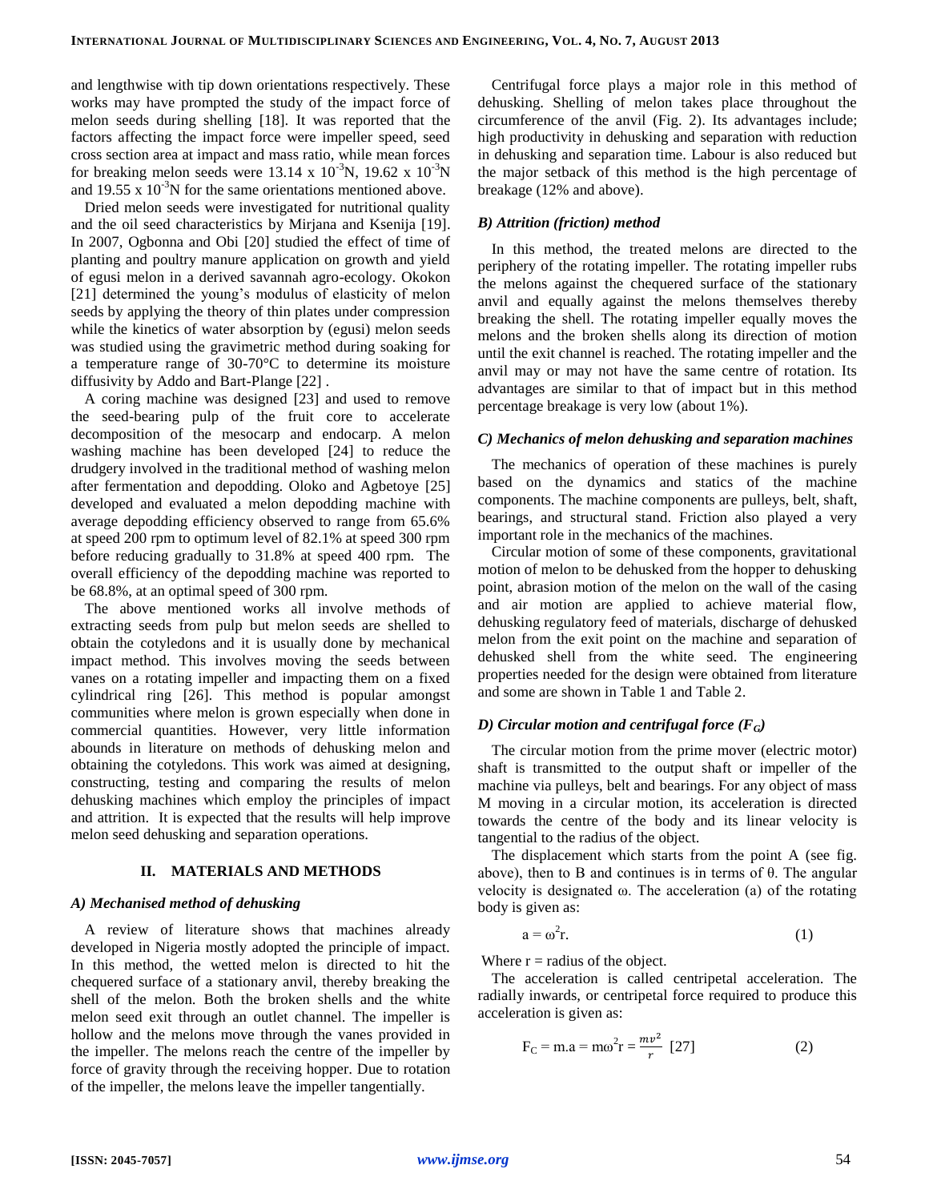and lengthwise with tip down orientations respectively. These works may have prompted the study of the impact force of melon seeds during shelling [18]. It was reported that the factors affecting the impact force were impeller speed, seed cross section area at impact and mass ratio, while mean forces for breaking melon seeds were $13.14 \times 10^{-3}$N, $19.62 \times 10^{-3}$N and $19.55 \times 10^{-3}$N for the same orientations mentioned above.

Dried melon seeds were investigated for nutritional quality and the oil seed characteristics by Mirjana and Ksenija [19]. In 2007, Ogbonna and Obi [20] studied the effect of time of planting and poultry manure application on growth and yield of egusi melon in a derived savannah agro-ecology. Okokon [21] determined the young's modulus of elasticity of melon seeds by applying the theory of thin plates under compression while the kinetics of water absorption by (egusi) melon seeds was studied using the gravimetric method during soaking for a temperature range of 30-70°C to determine its moisture diffusivity by Addo and Bart-Plange [22] .

A coring machine was designed [23] and used to remove the seed-bearing pulp of the fruit core to accelerate decomposition of the mesocarp and endocarp. A melon washing machine has been developed [24] to reduce the drudgery involved in the traditional method of washing melon after fermentation and depodding. Oloko and Agbetoye [25] developed and evaluated a melon depodding machine with average depodding efficiency observed to range from 65.6% at speed 200 rpm to optimum level of 82.1% at speed 300 rpm before reducing gradually to 31.8% at speed 400 rpm. The overall efficiency of the depodding machine was reported to be 68.8%, at an optimal speed of 300 rpm.

The above mentioned works all involve methods of extracting seeds from pulp but melon seeds are shelled to obtain the cotyledons and it is usually done by mechanical impact method. This involves moving the seeds between vanes on a rotating impeller and impacting them on a fixed cylindrical ring [26]. This method is popular amongst communities where melon is grown especially when done in commercial quantities. However, very little information abounds in literature on methods of dehusking melon and obtaining the cotyledons. This work was aimed at designing, constructing, testing and comparing the results of melon dehusking machines which employ the principles of impact and attrition. It is expected that the results will help improve melon seed dehusking and separation operations.

## II. MATERIALS AND METHODS

### *A) Mechanised method of dehusking*

A review of literature shows that machines already developed in Nigeria mostly adopted the principle of impact. In this method, the wetted melon is directed to hit the chequered surface of a stationary anvil, thereby breaking the shell of the melon. Both the broken shells and the white melon seed exit through an outlet channel. The impeller is hollow and the melons move through the vanes provided in the impeller. The melons reach the centre of the impeller by force of gravity through the receiving hopper. Due to rotation of the impeller, the melons leave the impeller tangentially.

Centrifugal force plays a major role in this method of dehusking. Shelling of melon takes place throughout the circumference of the anvil (Fig. 2). Its advantages include; high productivity in dehusking and separation with reduction in dehusking and separation time. Labour is also reduced but the major setback of this method is the high percentage of breakage (12% and above).

### *B) Attrition (friction) method*

In this method, the treated melons are directed to the periphery of the rotating impeller. The rotating impeller rubs the melons against the chequered surface of the stationary anvil and equally against the melons themselves thereby breaking the shell. The rotating impeller equally moves the melons and the broken shells along its direction of motion until the exit channel is reached. The rotating impeller and the anvil may or may not have the same centre of rotation. Its advantages are similar to that of impact but in this method percentage breakage is very low (about 1%).

### *C) Mechanics of melon dehusking and separation machines*

The mechanics of operation of these machines is purely based on the dynamics and statics of the machine components. The machine components are pulleys, belt, shaft, bearings, and structural stand. Friction also played a very important role in the mechanics of the machines.

Circular motion of some of these components, gravitational motion of melon to be dehusked from the hopper to dehusking point, abrasion motion of the melon on the wall of the casing and air motion are applied to achieve material flow, dehusking regulatory feed of materials, discharge of dehusked melon from the exit point on the machine and separation of dehusked shell from the white seed. The engineering properties needed for the design were obtained from literature and some are shown in Table 1 and Table 2.

### *D) Circular motion and centrifugal force ($F_C$)*

The circular motion from the prime mover (electric motor) shaft is transmitted to the output shaft or impeller of the machine via pulleys, belt and bearings. For any object of mass M moving in a circular motion, its acceleration is directed towards the centre of the body and its linear velocity is tangential to the radius of the object.

The displacement which starts from the point A (see fig. above), then to B and continues is in terms of θ. The angular velocity is designated ω. The acceleration (a) of the rotating body is given as:

$$a = \omega^2 r. \qquad (1)$$

Where r = radius of the object.

The acceleration is called centripetal acceleration. The radially inwards, or centripetal force required to produce this acceleration is given as:

$$F_C = m.a = m\omega^2 r = \frac{mv^2}{r} \ [27] \qquad (2)$$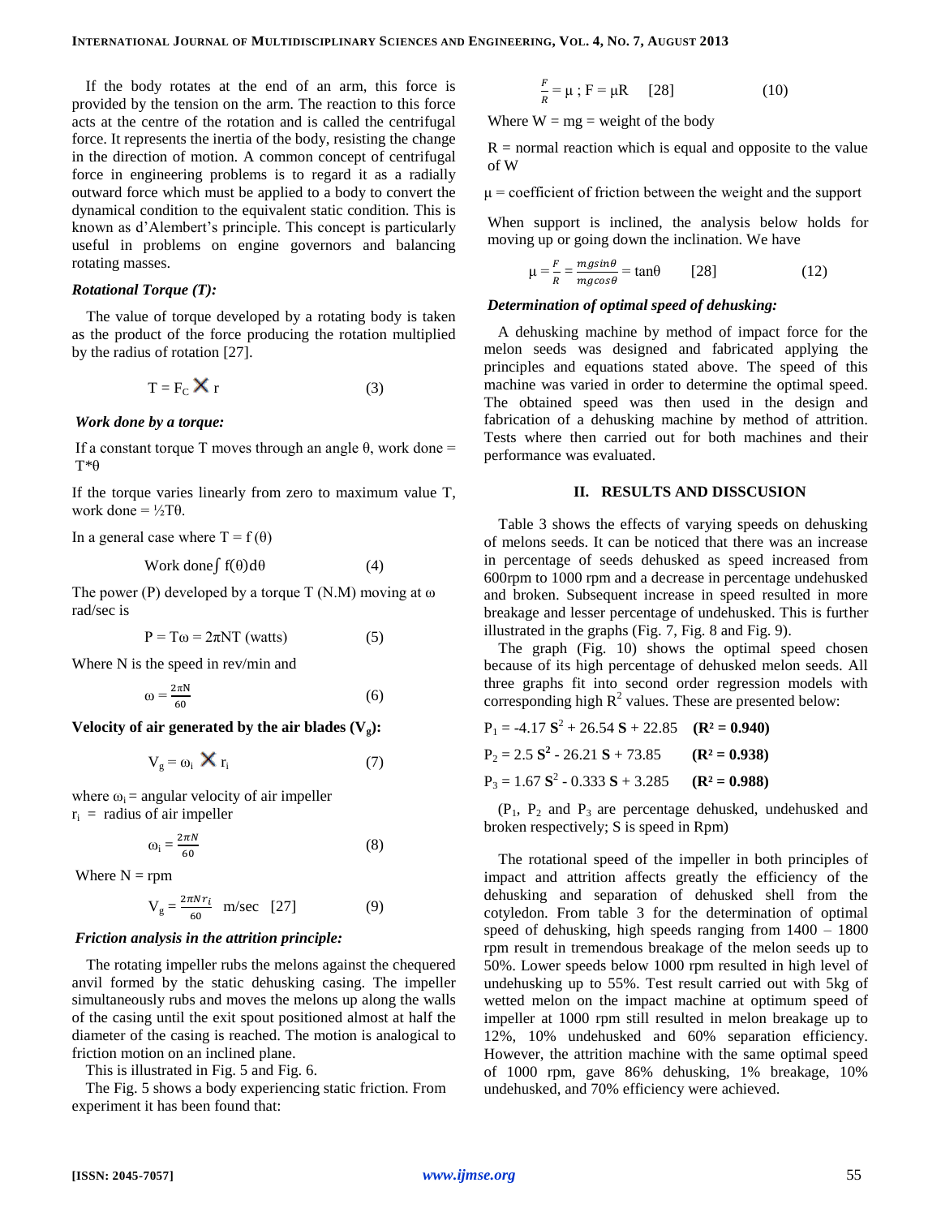If the body rotates at the end of an arm, this force is provided by the tension on the arm. The reaction to this force acts at the centre of the rotation and is called the centrifugal force. It represents the inertia of the body, resisting the change in the direction of motion. A common concept of centrifugal force in engineering problems is to regard it as a radially outward force which must be applied to a body to convert the dynamical condition to the equivalent static condition. This is known as d'Alembert's principle. This concept is particularly useful in problems on engine governors and balancing rotating masses.

***Rotational Torque (T):***

The value of torque developed by a rotating body is taken as the product of the force producing the rotation multiplied by the radius of rotation [27].

$$T = F_C \times r \quad (3)$$

***Work done by a torque:***

If a constant torque T moves through an angle θ, work done = T*θ

If the torque varies linearly from zero to maximum value T, work done = ½Tθ.

In a general case where $T = f(\theta)$

$$\text{Work done} \int f(\theta)d\theta \quad (4)$$

The power (P) developed by a torque T (N.M) moving at ω rad/sec is

$$P = T\omega = 2\pi NT \text{ (watts)} \quad (5)$$

Where N is the speed in rev/min and

$$\omega = \frac{2\pi N}{60} \quad (6)$$

**Velocity of air generated by the air blades ($V_g$):**

$$V_g = \omega_i \times r_i \quad (7)$$

where $\omega_i$ = angular velocity of air impeller
$r_i$ = radius of air impeller

$$\omega_i = \frac{2\pi N}{60} \quad (8)$$

Where N = rpm

$$V_g = \frac{2\pi N r_i}{60} \text{ m/sec} \quad [27] \quad (9)$$

***Friction analysis in the attrition principle:***

The rotating impeller rubs the melons against the chequered anvil formed by the static dehusking casing. The impeller simultaneously rubs and moves the melons up along the walls of the casing until the exit spout positioned almost at half the diameter of the casing is reached. The motion is analogical to friction motion on an inclined plane.

This is illustrated in Fig. 5 and Fig. 6.

The Fig. 5 shows a body experiencing static friction. From experiment it has been found that:

$$\frac{F}{R} = \mu \text{ ; } F = \mu R \quad [28] \quad (10)$$

Where W = mg = weight of the body

R = normal reaction which is equal and opposite to the value of W

μ = coefficient of friction between the weight and the support

When support is inclined, the analysis below holds for moving up or going down the inclination. We have

$$\mu = \frac{F}{R} = \frac{mg\sin\theta}{mg\cos\theta} = \tan\theta \quad [28] \quad (12)$$

***Determination of optimal speed of dehusking:***

A dehusking machine by method of impact force for the melon seeds was designed and fabricated applying the principles and equations stated above. The speed of this machine was varied in order to determine the optimal speed. The obtained speed was then used in the design and fabrication of a dehusking machine by method of attrition. Tests where then carried out for both machines and their performance was evaluated.

## II. RESULTS AND DISSCUSION

Table 3 shows the effects of varying speeds on dehusking of melons seeds. It can be noticed that there was an increase in percentage of seeds dehusked as speed increased from 600rpm to 1000 rpm and a decrease in percentage undehusked and broken. Subsequent increase in speed resulted in more breakage and lesser percentage of undehusked. This is further illustrated in the graphs (Fig. 7, Fig. 8 and Fig. 9).

The graph (Fig. 10) shows the optimal speed chosen because of its high percentage of dehusked melon seeds. All three graphs fit into second order regression models with corresponding high $R^2$ values. These are presented below:

$P_1 = -4.17\,\mathbf{S}^2 + 26.54\,\mathbf{S} + 22.85$ $\quad(\mathbf{R^2 = 0.940})$

$P_2 = 2.5\,\mathbf{S}^2 - 26.21\,\mathbf{S} + 73.85$ $\quad(\mathbf{R^2 = 0.938})$

$P_3 = 1.67\,\mathbf{S}^2 - 0.333\,\mathbf{S} + 3.285$ $\quad(\mathbf{R^2 = 0.988})$

($P_1$, $P_2$ and $P_3$ are percentage dehusked, undehusked and broken respectively; S is speed in Rpm)

The rotational speed of the impeller in both principles of impact and attrition affects greatly the efficiency of the dehusking and separation of dehusked shell from the cotyledon. From table 3 for the determination of optimal speed of dehusking, high speeds ranging from 1400 – 1800 rpm result in tremendous breakage of the melon seeds up to 50%. Lower speeds below 1000 rpm resulted in high level of undehusking up to 55%. Test result carried out with 5kg of wetted melon on the impact machine at optimum speed of impeller at 1000 rpm still resulted in melon breakage up to 12%, 10% undehusked and 60% separation efficiency. However, the attrition machine with the same optimal speed of 1000 rpm, gave 86% dehusking, 1% breakage, 10% undehusked, and 70% efficiency were achieved.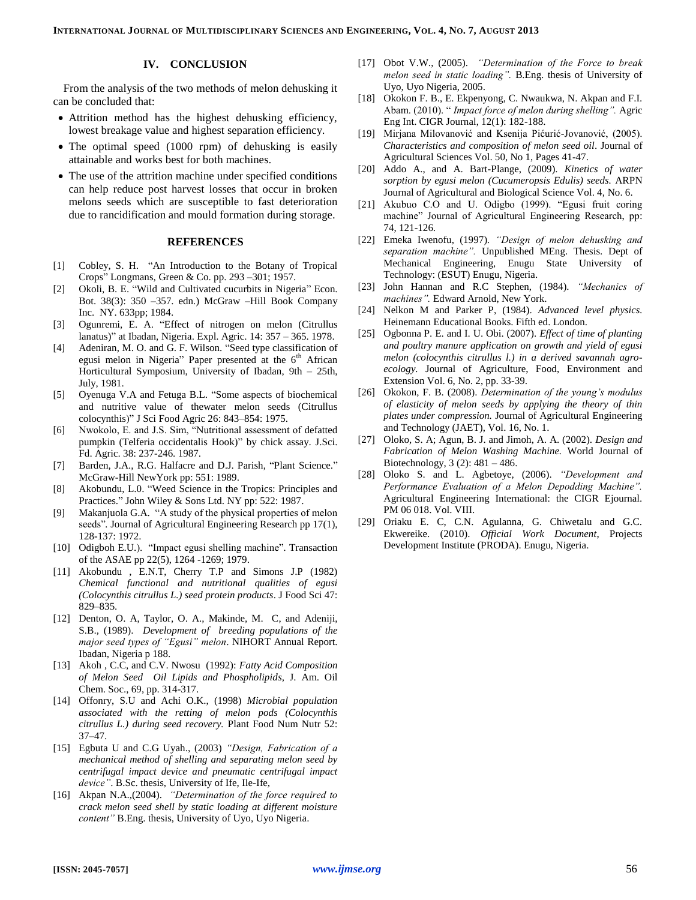## IV. CONCLUSION

From the analysis of the two methods of melon dehusking it can be concluded that:

- Attrition method has the highest dehusking efficiency, lowest breakage value and highest separation efficiency.
- The optimal speed (1000 rpm) of dehusking is easily attainable and works best for both machines.
- The use of the attrition machine under specified conditions can help reduce post harvest losses that occur in broken melons seeds which are susceptible to fast deterioration due to rancidification and mould formation during storage.

## REFERENCES

[1] Cobley, S. H. "An Introduction to the Botany of Tropical Crops" Longmans, Green & Co. pp. 293 –301; 1957.

[2] Okoli, B. E. "Wild and Cultivated cucurbits in Nigeria" Econ. Bot. 38(3): 350 –357. edn.) McGraw –Hill Book Company Inc. NY. 633pp; 1984.

[3] Ogunremi, E. A. "Effect of nitrogen on melon (Citrullus lanatus)" at Ibadan, Nigeria. Expl. Agric. 14: 357 – 365. 1978.

[4] Adeniran, M. O. and G. F. Wilson. "Seed type classification of egusi melon in Nigeria" Paper presented at the 6th African Horticultural Symposium, University of Ibadan, 9th – 25th, July, 1981.

[5] Oyenuga V.A and Fetuga B.L. "Some aspects of biochemical and nutritive value of thewater melon seeds (Citrullus colocynthis)" J Sci Food Agric 26: 843–854: 1975.

[6] Nwokolo, E. and J.S. Sim, "Nutritional assessment of defatted pumpkin (Telferia occidentalis Hook)" by chick assay. J.Sci. Fd. Agric. 38: 237-246. 1987.

[7] Barden, J.A., R.G. Halfacre and D.J. Parish, "Plant Science." McGraw-Hill NewYork pp: 551: 1989.

[8] Akobundu, L.0. "Weed Science in the Tropics: Principles and Practices." John Wiley & Sons Ltd. NY pp: 522: 1987.

[9] Makanjuola G.A. "A study of the physical properties of melon seeds". Journal of Agricultural Engineering Research pp 17(1), 128-137: 1972.

[10] Odigboh E.U.). "Impact egusi shelling machine". Transaction of the ASAE pp 22(5), 1264 -1269; 1979.

[11] Akobundu , E.N.T, Cherry T.P and Simons J.P (1982) *Chemical functional and nutritional qualities of egusi (Colocynthis citrullus L.) seed protein products*. J Food Sci 47: 829–835.

[12] Denton, O. A, Taylor, O. A., Makinde, M. C, and Adeniji, S.B., (1989). *Development of breeding populations of the major seed types of "Egusi" melon*. NIHORT Annual Report. Ibadan, Nigeria p 188.

[13] Akoh , C.C, and C.V. Nwosu (1992): *Fatty Acid Composition of Melon Seed Oil Lipids and Phospholipids*, J. Am. Oil Chem. Soc., 69, pp. 314-317.

[14] Offonry, S.U and Achi O.K., (1998) *Microbial population associated with the retting of melon pods (Colocynthis citrullus L.) during seed recovery.* Plant Food Num Nutr 52: 37–47.

[15] Egbuta U and C.G Uyah., (2003) *"Design, Fabrication of a mechanical method of shelling and separating melon seed by centrifugal impact device and pneumatic centrifugal impact device"*. B.Sc. thesis, University of Ife, Ile-Ife,

[16] Akpan N.A.,(2004). *"Determination of the force required to crack melon seed shell by static loading at different moisture content"* B.Eng. thesis, University of Uyo, Uyo Nigeria.

[17] Obot V.W., (2005). *"Determination of the Force to break melon seed in static loading".* B.Eng. thesis of University of Uyo, Uyo Nigeria, 2005.

[18] Okokon F. B., E. Ekpenyong, C. Nwaukwa, N. Akpan and F.I. Abam. (2010). " *Impact force of melon during shelling".* Agric Eng Int. CIGR Journal, 12(1): 182-188.

[19] Mirjana Milovanović and Ksenija Pićurić-Jovanović, (2005). *Characteristics and composition of melon seed oil*. Journal of Agricultural Sciences Vol. 50, No 1, Pages 41-47.

[20] Addo A., and A. Bart-Plange, (2009). *Kinetics of water sorption by egusi melon (Cucumeropsis Edulis) seeds.* ARPN Journal of Agricultural and Biological Science Vol. 4, No. 6.

[21] Akubuo C.O and U. Odigbo (1999). "Egusi fruit coring machine" Journal of Agricultural Engineering Research, pp: 74, 121-126.

[22] Emeka Iwenofu, (1997). *"Design of melon dehusking and separation machine".* Unpublished MEng. Thesis. Dept of Mechanical Engineering, Enugu State University of Technology: (ESUT) Enugu, Nigeria.

[23] John Hannan and R.C Stephen, (1984). *"Mechanics of machines".* Edward Arnold, New York.

[24] Nelkon M and Parker P, (1984). *Advanced level physics.* Heinemann Educational Books. Fifth ed. London.

[25] Ogbonna P. E. and I. U. Obi. (2007). *Effect of time of planting and poultry manure application on growth and yield of egusi melon (colocynthis citrullus l.) in a derived savannah agro-ecology.* Journal of Agriculture, Food, Environment and Extension Vol. 6, No. 2, pp. 33-39.

[26] Okokon, F. B. (2008). *Determination of the young's modulus of elasticity of melon seeds by applying the theory of thin plates under compression.* Journal of Agricultural Engineering and Technology (JAET), Vol. 16, No. 1.

[27] Oloko, S. A; Agun, B. J. and Jimoh, A. A. (2002). *Design and Fabrication of Melon Washing Machine.* World Journal of Biotechnology, 3 (2): 481 – 486.

[28] Oloko S. and L. Agbetoye, (2006). *"Development and Performance Evaluation of a Melon Depodding Machine".* Agricultural Engineering International: the CIGR Ejournal. PM 06 018. Vol. VIII.

[29] Oriaku E. C, C.N. Agulanna, G. Chiwetalu and G.C. Ekwereike. (2010). *Official Work Document*, Projects Development Institute (PRODA). Enugu, Nigeria.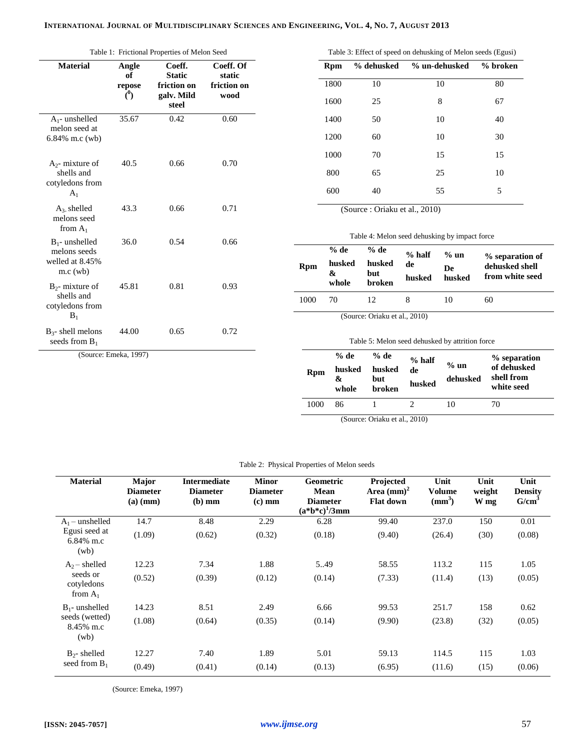Table 1: Frictional Properties of Melon Seed

| Material | Angle of repose ($^0$) | Coeff. Static friction on galv. Mild steel | Coeff. Of static friction on wood |
|---|---|---|---|
| $A_1$- unshelled melon seed at 6.84% m.c (wb) | 35.67 | 0.42 | 0.60 |
| $A_2$- mixture of shells and cotyledons from $A_1$ | 40.5 | 0.66 | 0.70 |
| $A_3$- shelled melons seed from $A_1$ | 43.3 | 0.66 | 0.71 |
| $B_1$- unshelled melons seeds welled at 8.45% m.c (wb) | 36.0 | 0.54 | 0.66 |
| $B_2$- mixture of shells and cotyledons from $B_1$ | 45.81 | 0.81 | 0.93 |
| $B_3$- shell melons seeds from $B_1$ | 44.00 | 0.65 | 0.72 |

(Source: Emeka, 1997)

Table 3: Effect of speed on dehusking of Melon seeds (Egusi)

| Rpm | % dehusked | % un-dehusked | % broken |
|---|---|---|---|
| 1800 | 10 | 10 | 80 |
| 1600 | 25 | 8 | 67 |
| 1400 | 50 | 10 | 40 |
| 1200 | 60 | 10 | 30 |
| 1000 | 70 | 15 | 15 |
| 800 | 65 | 25 | 10 |
| 600 | 40 | 55 | 5 |

(Source : Oriaku et al., 2010)

Table 4: Melon seed dehusking by impact force

| Rpm | % de husked & whole | % de husked but broken | % half de husked | % un De husked | % separation of dehusked shell from white seed |
|---|---|---|---|---|---|
| 1000 | 70 | 12 | 8 | 10 | 60 |

(Source: Oriaku et al., 2010)

Table 5: Melon seed dehusked by attrition force

| Rpm | % de husked & whole | % de husked but broken | % half de husked | % un dehusked | % separation of dehusked shell from white seed |
|---|---|---|---|---|---|
| 1000 | 86 | 1 | 2 | 10 | 70 |

(Source: Oriaku et al., 2010)

Table 2: Physical Properties of Melon seeds

| Material | Major Diameter (a) (mm) | Intermediate Diameter (b) mm | Minor Diameter (c) mm | Geometric Mean Diameter $(a*b*c)^1/3$mm | Projected Area $(mm)^2$ Flat down | Unit Volume ($mm^3$) | Unit weight W mg | Unit Density $G/cm^3$ |
|---|---|---|---|---|---|---|---|---|
| $A_1$ – unshelled Egusi seed at 6.84% m.c (wb) | 14.7 (1.09) | 8.48 (0.62) | 2.29 (0.32) | 6.28 (0.18) | 99.40 (9.40) | 237.0 (26.4) | 150 (30) | 0.01 (0.08) |
| $A_2$ – shelled seeds or cotyledons from $A_1$ | 12.23 (0.52) | 7.34 (0.39) | 1.88 (0.12) | 5..49 (0.14) | 58.55 (7.33) | 113.2 (11.4) | 115 (13) | 1.05 (0.05) |
| $B_1$- unshelled seeds (wetted) 8.45% m.c (wb) | 14.23 (1.08) | 8.51 (0.64) | 2.49 (0.35) | 6.66 (0.14) | 99.53 (9.90) | 251.7 (23.8) | 158 (32) | 0.62 (0.05) |
| $B_2$- shelled seed from $B_1$ | 12.27 (0.49) | 7.40 (0.41) | 1.89 (0.14) | 5.01 (0.13) | 59.13 (6.95) | 114.5 (11.6) | 115 (15) | 1.03 (0.06) |

(Source: Emeka, 1997)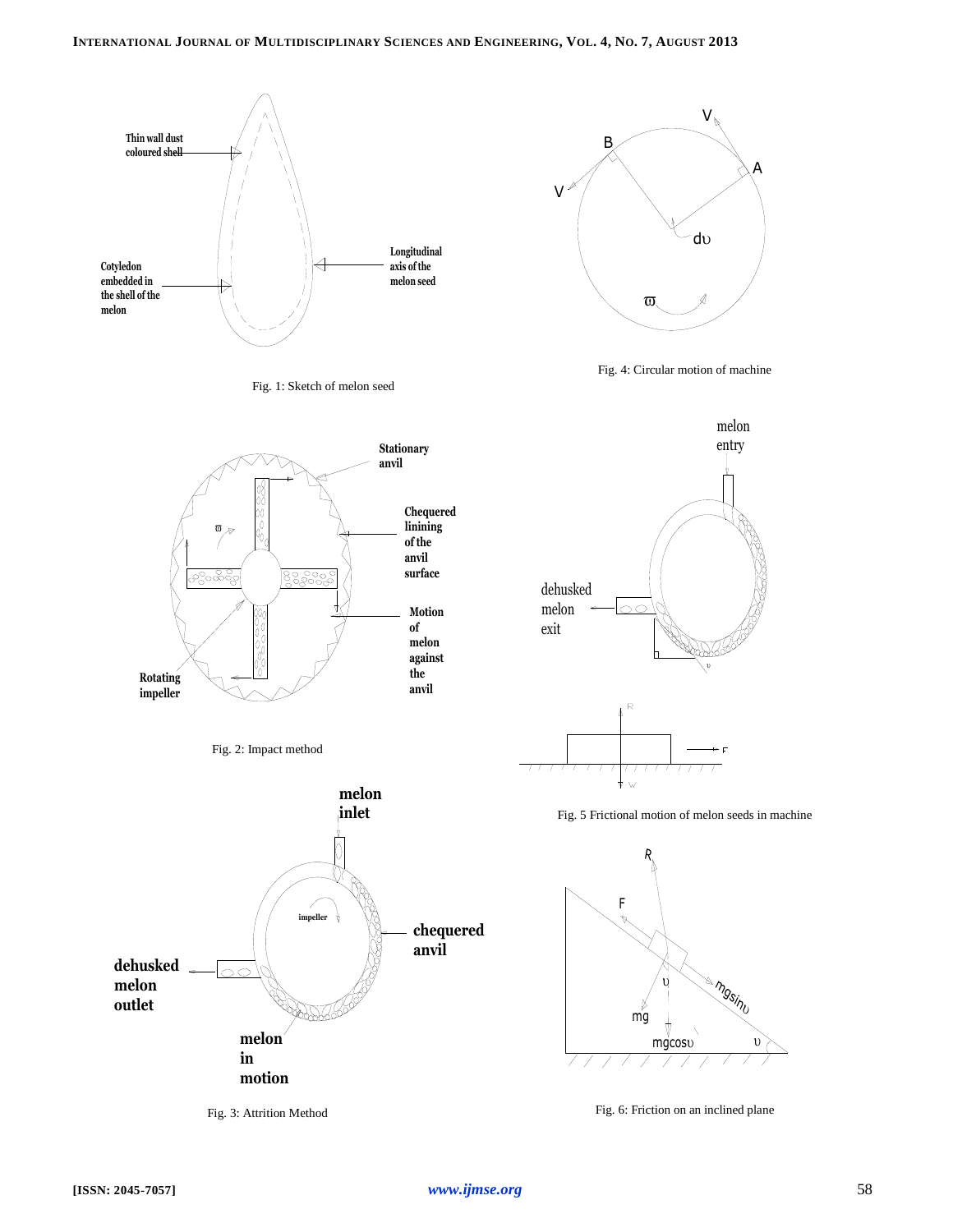Fig. 1: Sketch of melon seed

Fig. 4: Circular motion of machine

Fig. 2: Impact method

Fig. 5 Frictional motion of melon seeds in machine

Fig. 3: Attrition Method

Fig. 6: Friction on an inclined plane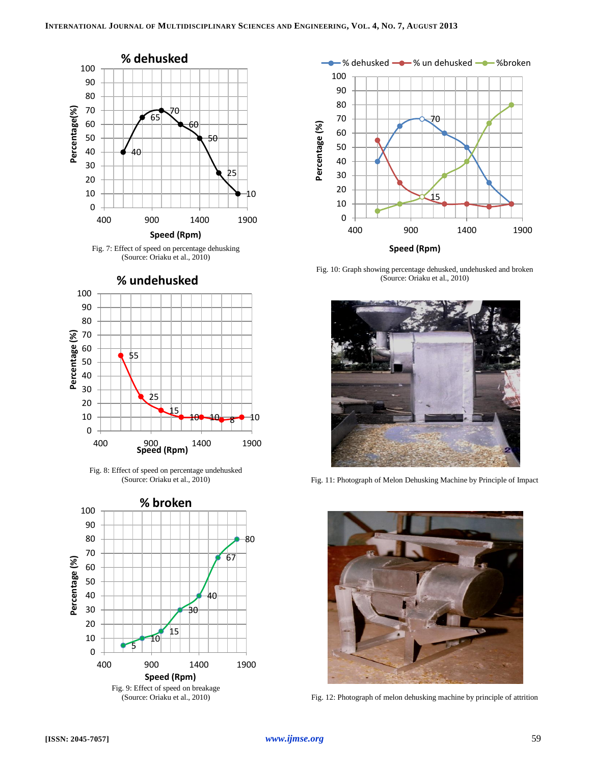% dehusked

100
90
80
70
60
50
40
30
20
10
0

Percentage(%)

40
65
70
60
50
25
10

400
900
1400
1900

Speed (Rpm)

Fig. 7: Effect of speed on percentage dehusking
(Source: Oriaku et al., 2010)

% undehusked

100
90
80
70
60
50
40
30
20
10
0

Percentage (%)

55
25
15
10
10
10
8
10

400
900
1400
1900

Speed (Rpm)

Fig. 8: Effect of speed on percentage undehusked
(Source: Oriaku et al., 2010)

% broken

100
90
80
70
60
50
40
30
20
10
0

Percentage (%)

5
10
15
30
40
67
80

400
900
1400
1900

Speed (Rpm)

Fig. 9: Effect of speed on breakage
(Source: Oriaku et al., 2010)

% dehusked
% un dehusked
%broken

100
90
80
70
60
50
40
30
20
10
0

Percentage (%)

70
15

400
900
1400
1900

Speed (Rpm)

Fig. 10: Graph showing percentage dehusked, undehusked and broken
(Source: Oriaku et al., 2010)

Fig. 11: Photograph of Melon Dehusking Machine by Principle of Impact

Fig. 12: Photograph of melon dehusking machine by principle of attrition